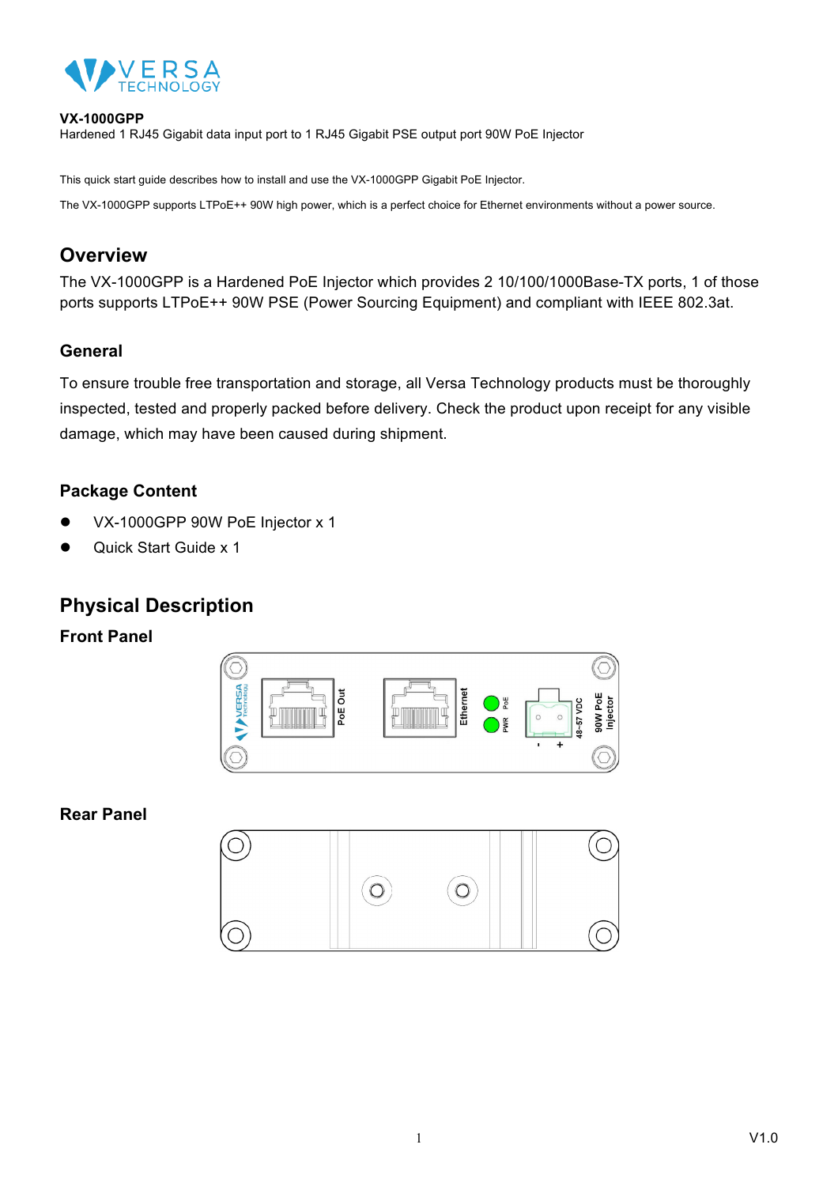**VX-1000GPP**
Hardened 1 RJ45 Gigabit data input port to 1 RJ45 Gigabit PSE output port 90W PoE Injector

This quick start guide describes how to install and use the VX-1000GPP Gigabit PoE Injector.

The VX-1000GPP supports LTPoE++ 90W high power, which is a perfect choice for Ethernet environments without a power source.

## Overview

The VX-1000GPP is a Hardened PoE Injector which provides 2 10/100/1000Base-TX ports, 1 of those ports supports LTPoE++ 90W PSE (Power Sourcing Equipment) and compliant with IEEE 802.3at.

### General

To ensure trouble free transportation and storage, all Versa Technology products must be thoroughly inspected, tested and properly packed before delivery. Check the product upon receipt for any visible damage, which may have been caused during shipment.

### Package Content

- VX-1000GPP 90W PoE Injector x 1
- Quick Start Guide x 1

## Physical Description

### Front Panel

### Rear Panel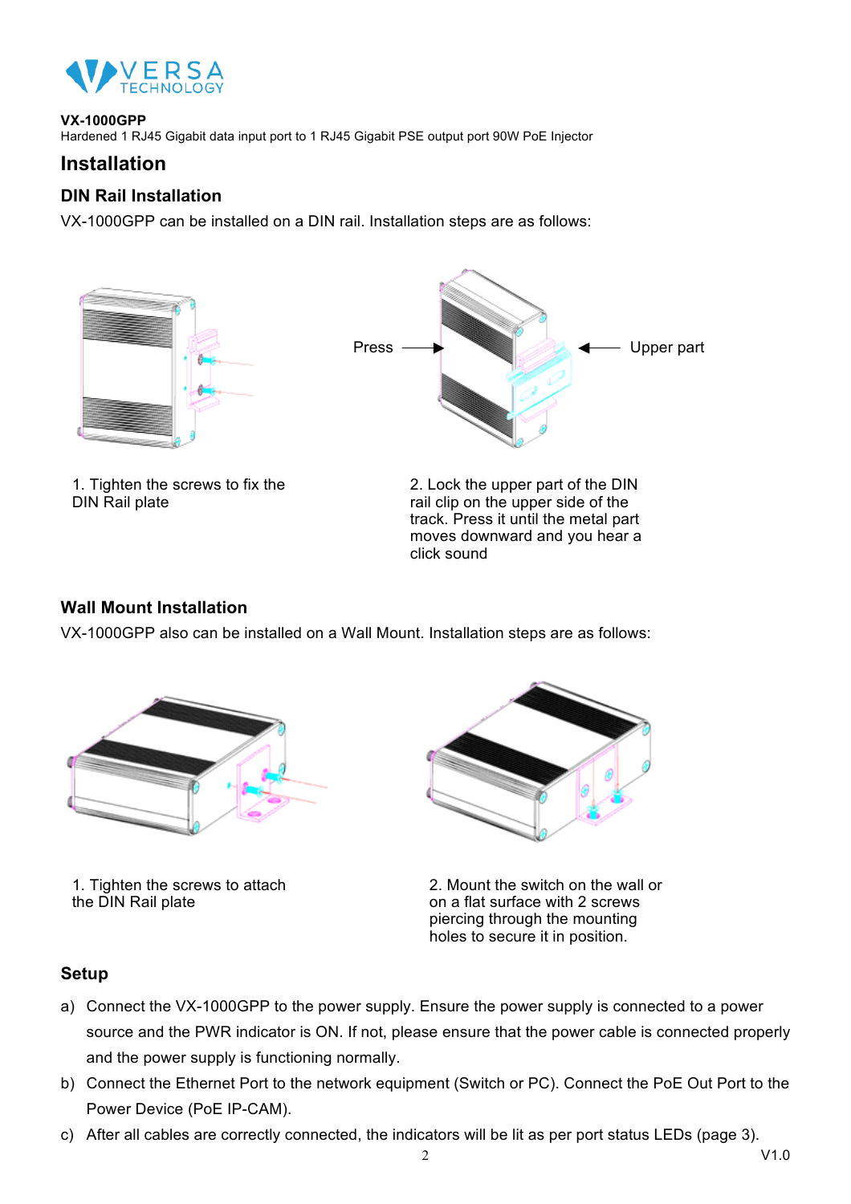**VX-1000GPP**
Hardened 1 RJ45 Gigabit data input port to 1 RJ45 Gigabit PSE output port 90W PoE Injector

## Installation

### DIN Rail Installation

VX-1000GPP can be installed on a DIN rail. Installation steps are as follows:

Press → ← Upper part

1. Tighten the screws to fix the DIN Rail plate

2. Lock the upper part of the DIN rail clip on the upper side of the track. Press it until the metal part moves downward and you hear a click sound

### Wall Mount Installation

VX-1000GPP also can be installed on a Wall Mount. Installation steps are as follows:

1. Tighten the screws to attach the DIN Rail plate

2. Mount the switch on the wall or on a flat surface with 2 screws piercing through the mounting holes to secure it in position.

### Setup

a) Connect the VX-1000GPP to the power supply. Ensure the power supply is connected to a power source and the PWR indicator is ON. If not, please ensure that the power cable is connected properly and the power supply is functioning normally.

b) Connect the Ethernet Port to the network equipment (Switch or PC). Connect the PoE Out Port to the Power Device (PoE IP-CAM).

c) After all cables are correctly connected, the indicators will be lit as per port status LEDs (page 3).

V1.0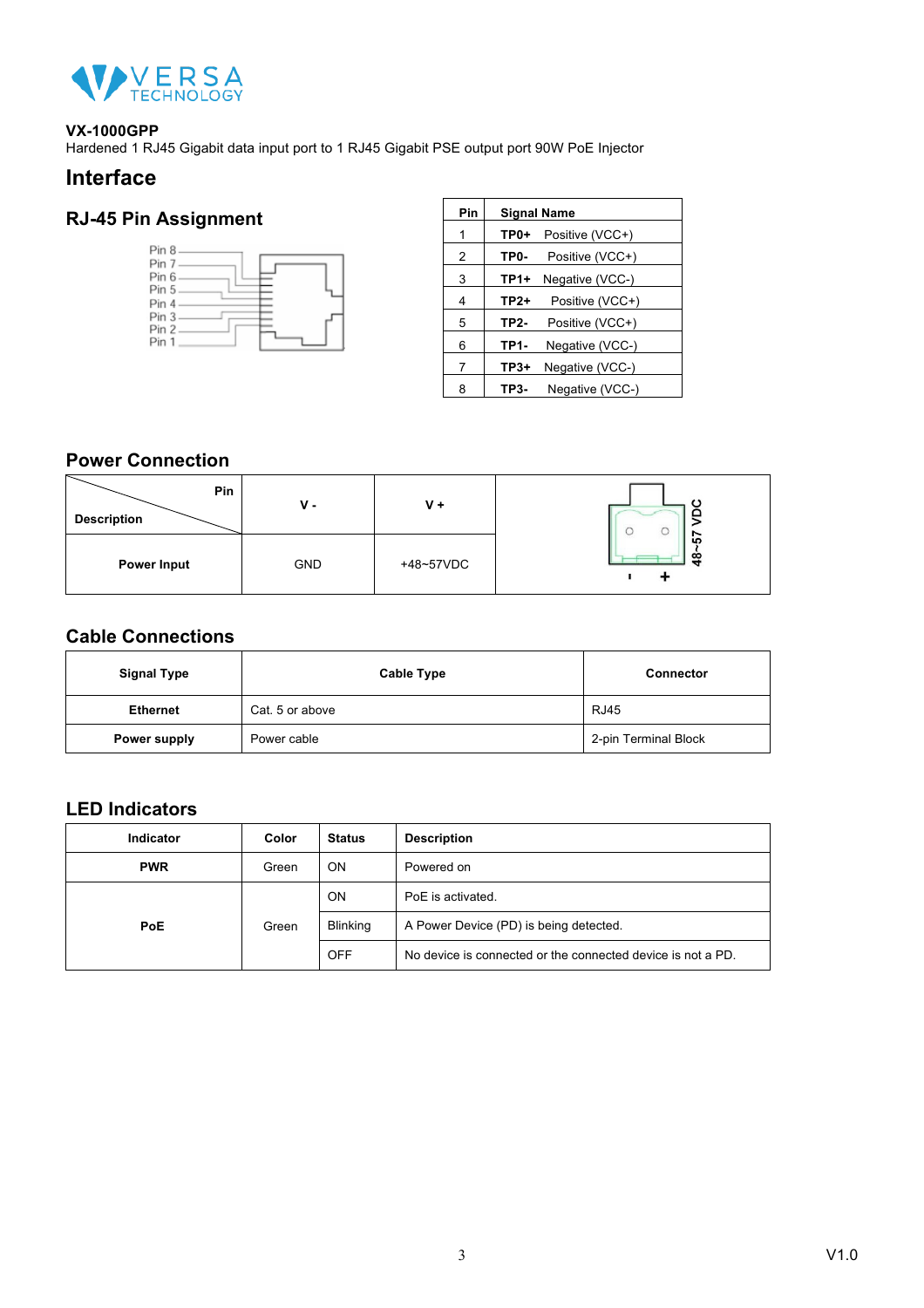**VX-1000GPP**
Hardened 1 RJ45 Gigabit data input port to 1 RJ45 Gigabit PSE output port 90W PoE Injector

# Interface

## RJ-45 Pin Assignment

| Pin | Signal Name |
|---|---|
| 1 | **TP0+** Positive (VCC+) |
| 2 | **TP0-** Positive (VCC+) |
| 3 | **TP1+** Negative (VCC-) |
| 4 | **TP2+** Positive (VCC+) |
| 5 | **TP2-** Positive (VCC+) |
| 6 | **TP1-** Negative (VCC-) |
| 7 | **TP3+** Negative (VCC-) |
| 8 | **TP3-** Negative (VCC-) |

## Power Connection

| Pin / Description | V - | V + |
|---|---|---|
| **Power Input** | GND | +48~57VDC |

## Cable Connections

| Signal Type | Cable Type | Connector |
|---|---|---|
| **Ethernet** | Cat. 5 or above | RJ45 |
| **Power supply** | Power cable | 2-pin Terminal Block |

## LED Indicators

| Indicator | Color | Status | Description |
|---|---|---|---|
| **PWR** | Green | ON | Powered on |
| **PoE** | Green | ON | PoE is activated. |
| | | Blinking | A Power Device (PD) is being detected. |
| | | OFF | No device is connected or the connected device is not a PD. |

V1.0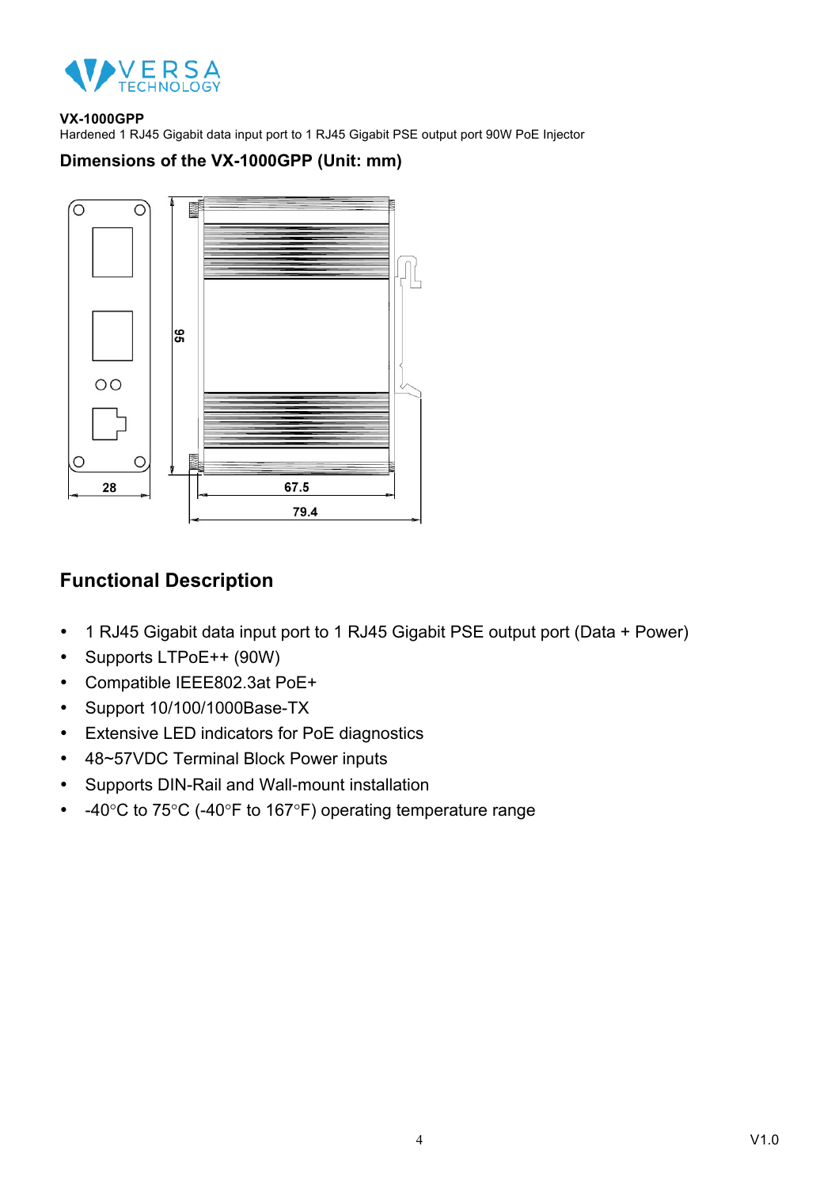VERSA TECHNOLOGY

**VX-1000GPP**
Hardened 1 RJ45 Gigabit data input port to 1 RJ45 Gigabit PSE output port 90W PoE Injector

### Dimensions of the VX-1000GPP (Unit: mm)

95

28

67.5

79.4

## Functional Description

- 1 RJ45 Gigabit data input port to 1 RJ45 Gigabit PSE output port (Data + Power)
- Supports LTPoE++ (90W)
- Compatible IEEE802.3at PoE+
- Support 10/100/1000Base-TX
- Extensive LED indicators for PoE diagnostics
- 48~57VDC Terminal Block Power inputs
- Supports DIN-Rail and Wall-mount installation
- -40°C to 75°C (-40°F to 167°F) operating temperature range

V1.0